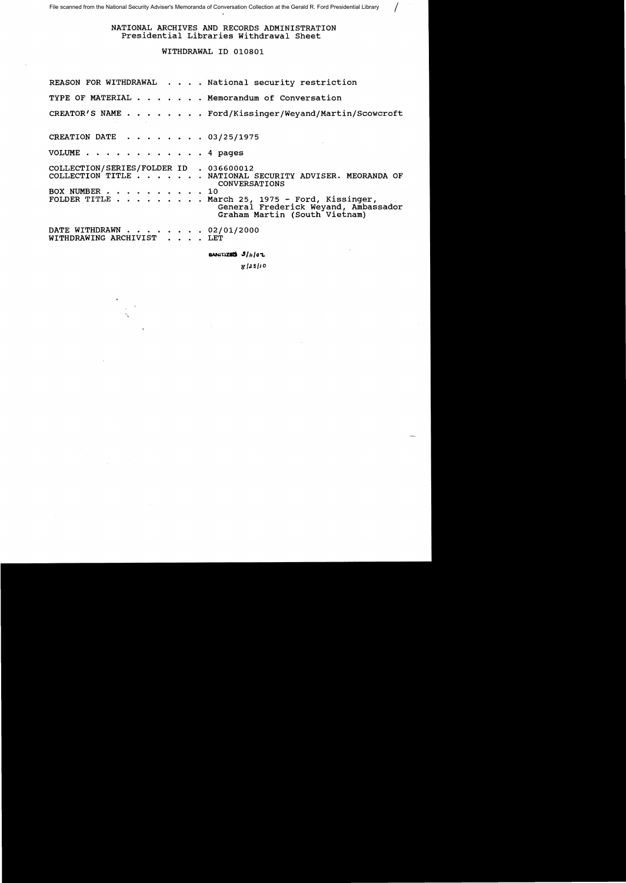File scanned from the National Security Adviser's Memoranda of Conversation Collection at the Gerald R. Ford Presidential Library

NATIONAL ARCHIVES AND RECORDS ADMINISTRATION
Presidential Libraries Withdrawal Sheet

WITHDRAWAL ID 010801

REASON FOR WITHDRAWAL . . . . National security restriction

TYPE OF MATERIAL . . . . . . . Memorandum of Conversation

CREATOR'S NAME . . . . . . . . Ford/Kissinger/Weyand/Martin/Scowcroft

CREATION DATE . . . . . . . . 03/25/1975

VOLUME . . . . . . . . . . . . 4 pages

COLLECTION/SERIES/FOLDER ID . 036600012
COLLECTION TITLE . . . . . . . NATIONAL SECURITY ADVISER. MEORANDA OF CONVERSATIONS
BOX NUMBER . . . . . . . . . . 10
FOLDER TITLE . . . . . . . . . March 25, 1975 - Ford, Kissinger, General Frederick Weyand, Ambassador Graham Martin (South Vietnam)

DATE WITHDRAWN . . . . . . . . 02/01/2000
WITHDRAWING ARCHIVIST . . . . LET

SANITIZED 3/11/02
8/23/10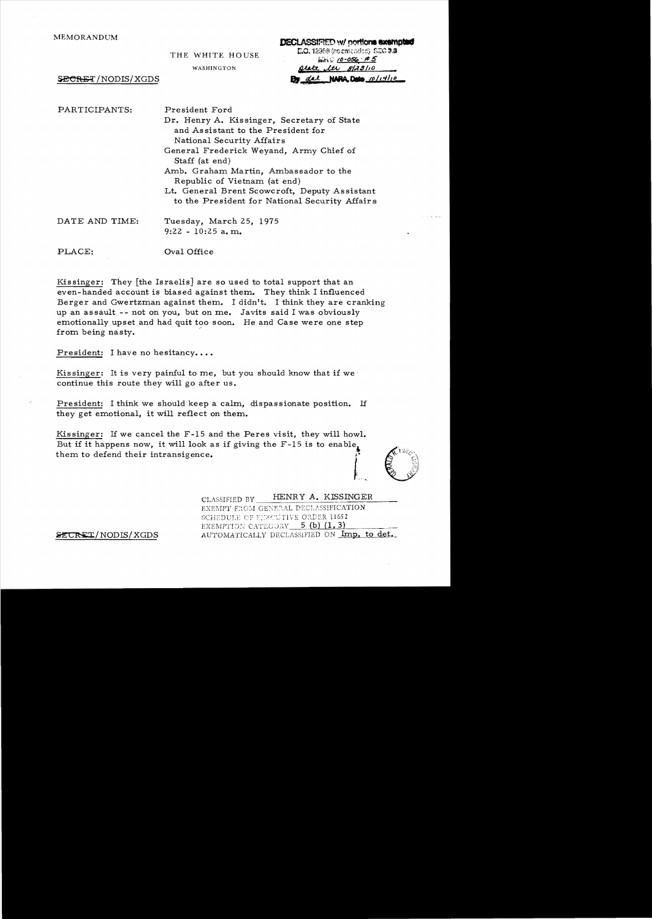MEMORANDUM

THE WHITE HOUSE

WASHINGTON

DECLASSIFIED w/ portions exempted
E.O. 12958 (as amended) SEC 3.3
MR 10-056, #5
State Ltr 8/25/10
By dal NARA, Date 10/17/10

~~SECRET~~/NODIS/XGDS

PARTICIPANTS: President Ford
Dr. Henry A. Kissinger, Secretary of State and Assistant to the President for National Security Affairs
General Frederick Weyand, Army Chief of Staff (at end)
Amb. Graham Martin, Ambassador to the Republic of Vietnam (at end)
Lt. General Brent Scowcroft, Deputy Assistant to the President for National Security Affairs

DATE AND TIME: Tuesday, March 25, 1975
9:22 - 10:25 a.m.

PLACE: Oval Office

Kissinger: They [the Israelis] are so used to total support that an even-handed account is biased against them. They think I influenced Berger and Gwertzman against them. I didn't. I think they are cranking up an assault -- not on you, but on me. Javits said I was obviously emotionally upset and had quit too soon. He and Case were one step from being nasty.

President: I have no hesitancy....

Kissinger: It is very painful to me, but you should know that if we continue this route they will go after us.

President: I think we should keep a calm, dispassionate position. If they get emotional, it will reflect on them.

Kissinger: If we cancel the F-15 and the Peres visit, they will howl. But if it happens now, it will look as if giving the F-15 is to enable them to defend their intransigence.

CLASSIFIED BY HENRY A. KISSINGER
EXEMPT FROM GENERAL DECLASSIFICATION
SCHEDULE OF EXECUTIVE ORDER 11652
EXEMPTION CATEGORY 5 (b) (1, 3)
AUTOMATICALLY DECLASSIFIED ON Imp. to det.

~~SECRET~~/NODIS/XGDS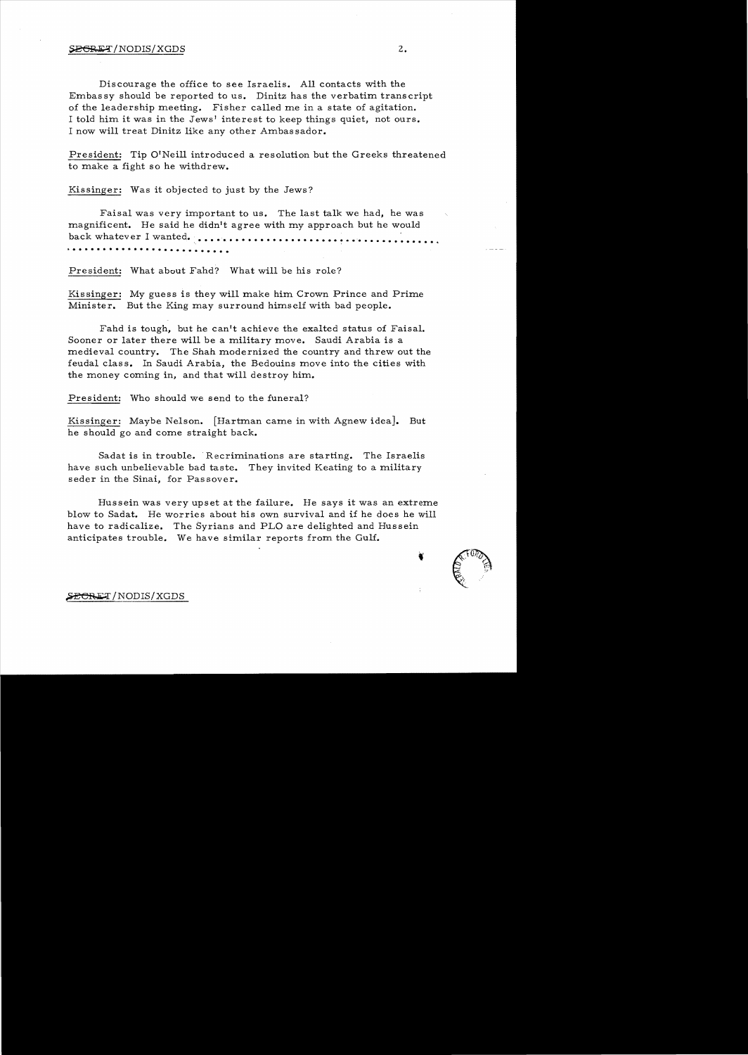Discourage the office to see Israelis. All contacts with the Embassy should be reported to us. Dinitz has the verbatim transcript of the leadership meeting. Fisher called me in a state of agitation. I told him it was in the Jews' interest to keep things quiet, not ours. I now will treat Dinitz like any other Ambassador.

President: Tip O'Neill introduced a resolution but the Greeks threatened to make a fight so he withdrew.

Kissinger: Was it objected to just by the Jews?

Faisal was very important to us. The last talk we had, he was magnificent. He said he didn't agree with my approach but he would back whatever I wanted. ........................................ ........................

President: What about Fahd? What will be his role?

Kissinger: My guess is they will make him Crown Prince and Prime Minister. But the King may surround himself with bad people.

Fahd is tough, but he can't achieve the exalted status of Faisal. Sooner or later there will be a military move. Saudi Arabia is a medieval country. The Shah modernized the country and threw out the feudal class. In Saudi Arabia, the Bedouins move into the cities with the money coming in, and that will destroy him.

President: Who should we send to the funeral?

Kissinger: Maybe Nelson. [Hartman came in with Agnew idea]. But he should go and come straight back.

Sadat is in trouble. Recriminations are starting. The Israelis have such unbelievable bad taste. They invited Keating to a military seder in the Sinai, for Passover.

Hussein was very upset at the failure. He says it was an extreme blow to Sadat. He worries about his own survival and if he does he will have to radicalize. The Syrians and PLO are delighted and Hussein anticipates trouble. We have similar reports from the Gulf.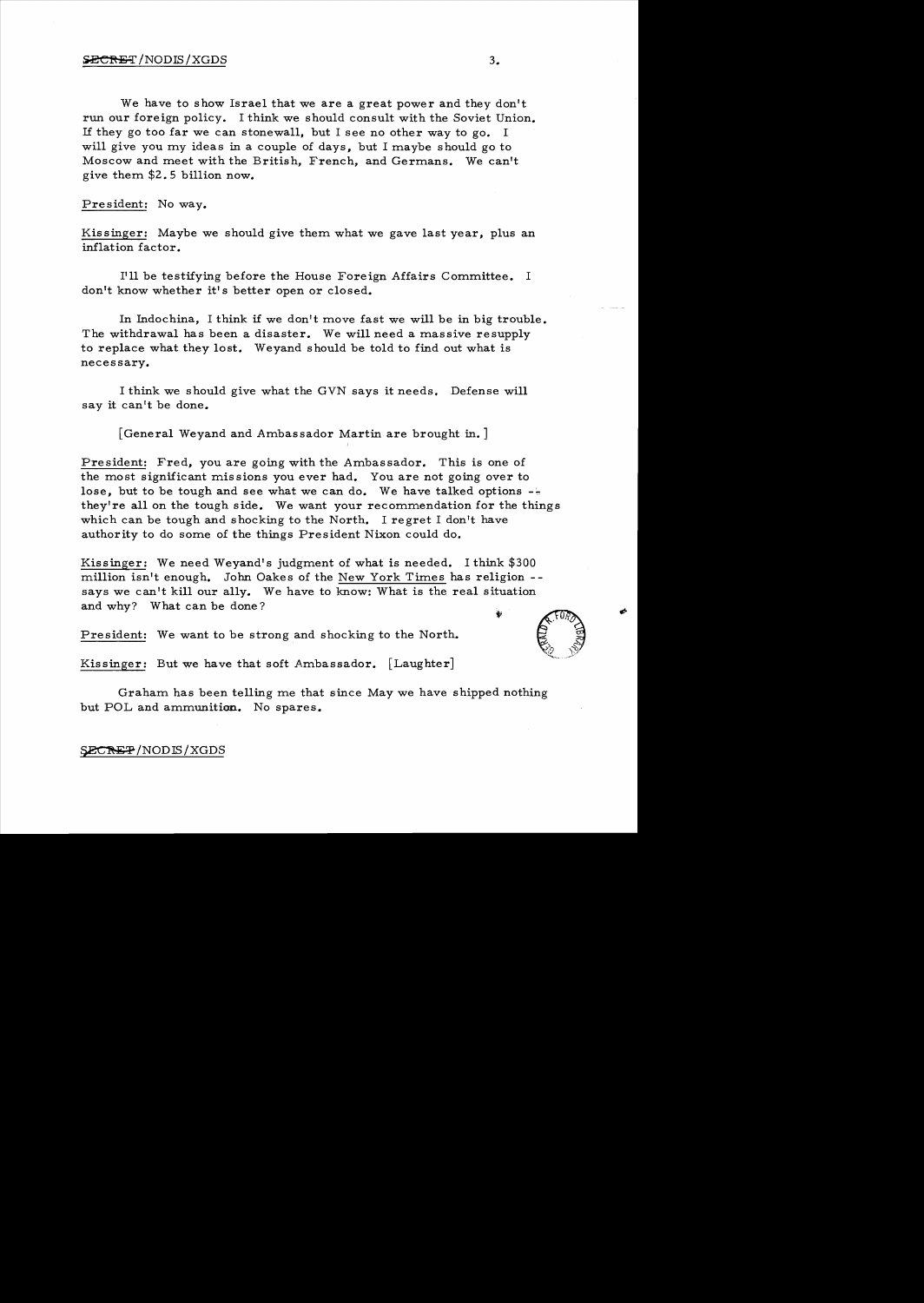We have to show Israel that we are a great power and they don't run our foreign policy. I think we should consult with the Soviet Union. If they go too far we can stonewall, but I see no other way to go. I will give you my ideas in a couple of days, but I maybe should go to Moscow and meet with the British, French, and Germans. We can't give them $2.5 billion now.

President: No way.

Kissinger: Maybe we should give them what we gave last year, plus an inflation factor.

I'll be testifying before the House Foreign Affairs Committee. I don't know whether it's better open or closed.

In Indochina, I think if we don't move fast we will be in big trouble. The withdrawal has been a disaster. We will need a massive resupply to replace what they lost. Weyand should be told to find out what is necessary.

I think we should give what the GVN says it needs. Defense will say it can't be done.

[General Weyand and Ambassador Martin are brought in.]

President: Fred, you are going with the Ambassador. This is one of the most significant missions you ever had. You are not going over to lose, but to be tough and see what we can do. We have talked options -- they're all on the tough side. We want your recommendation for the things which can be tough and shocking to the North. I regret I don't have authority to do some of the things President Nixon could do.

Kissinger: We need Weyand's judgment of what is needed. I think $300 million isn't enough. John Oakes of the New York Times has religion -- says we can't kill our ally. We have to know: What is the real situation and why? What can be done?

President: We want to be strong and shocking to the North.

Kissinger: But we have that soft Ambassador. [Laughter]

Graham has been telling me that since May we have shipped nothing but POL and ammunition. No spares.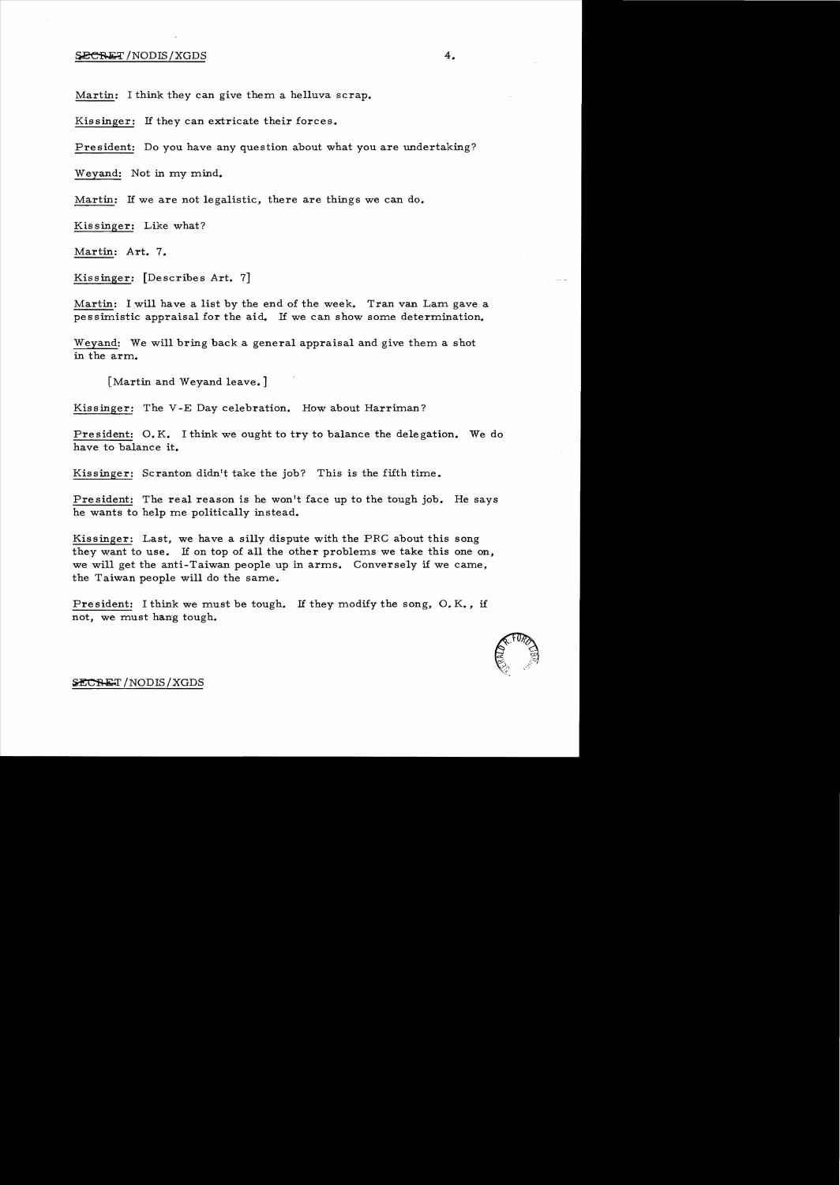Martin: I think they can give them a helluva scrap.

Kissinger: If they can extricate their forces.

President: Do you have any question about what you are undertaking?

Weyand: Not in my mind.

Martin: If we are not legalistic, there are things we can do.

Kissinger: Like what?

Martin: Art. 7.

Kissinger: [Describes Art. 7]

Martin: I will have a list by the end of the week. Tran van Lam gave a pessimistic appraisal for the aid. If we can show some determination.

Weyand: We will bring back a general appraisal and give them a shot in the arm.

[Martin and Weyand leave.]

Kissinger: The V-E Day celebration. How about Harriman?

President: O.K. I think we ought to try to balance the delegation. We do have to balance it.

Kissinger: Scranton didn't take the job? This is the fifth time.

President: The real reason is he won't face up to the tough job. He says he wants to help me politically instead.

Kissinger: Last, we have a silly dispute with the PRC about this song they want to use. If on top of all the other problems we take this one on, we will get the anti-Taiwan people up in arms. Conversely if we came, the Taiwan people will do the same.

President: I think we must be tough. If they modify the song, O.K., if not, we must hang tough.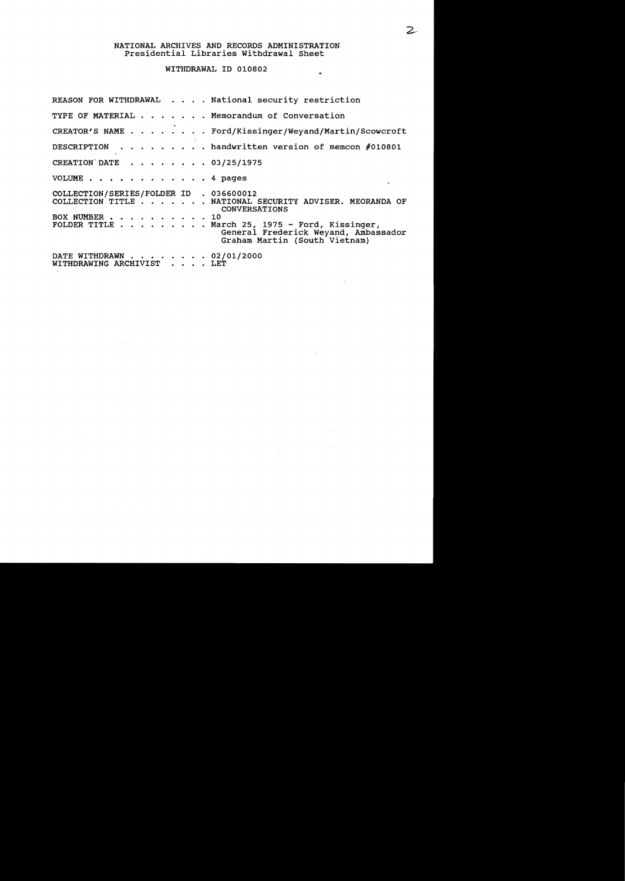NATIONAL ARCHIVES AND RECORDS ADMINISTRATION
Presidential Libraries Withdrawal Sheet

WITHDRAWAL ID 010802

REASON FOR WITHDRAWAL . . . . National security restriction

TYPE OF MATERIAL . . . . . . . Memorandum of Conversation

CREATOR'S NAME . . . . . . . . Ford/Kissinger/Weyand/Martin/Scowcroft

DESCRIPTION . . . . . . . . . handwritten version of memcon #010801

CREATION DATE . . . . . . . . 03/25/1975

VOLUME . . . . . . . . . . . . 4 pages

COLLECTION/SERIES/FOLDER ID . 036600012
COLLECTION TITLE . . . . . . . NATIONAL SECURITY ADVISER. MEORANDA OF CONVERSATIONS
BOX NUMBER . . . . . . . . . . 10
FOLDER TITLE . . . . . . . . . March 25, 1975 - Ford, Kissinger, General Frederick Weyand, Ambassador Graham Martin (South Vietnam)

DATE WITHDRAWN . . . . . . . . 02/01/2000
WITHDRAWING ARCHIVIST . . . . LET